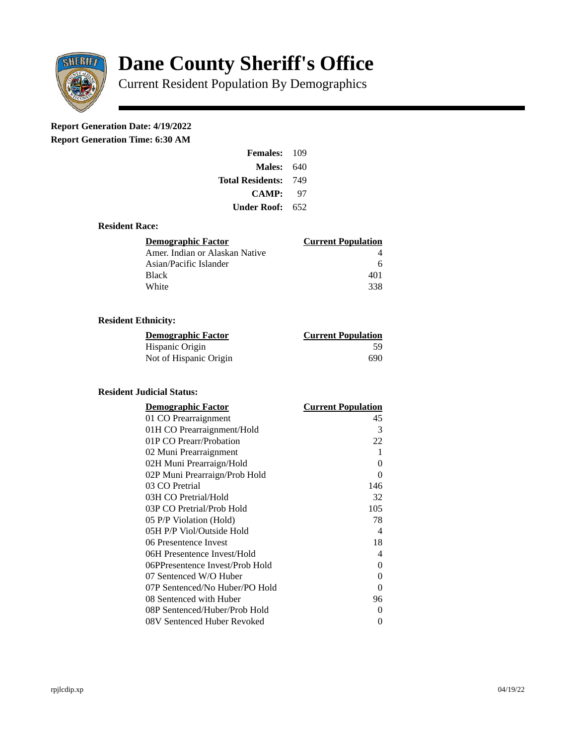# Dane County Sheriff's Office

Current Resident Population By Demographics

**Report Generation Date: 4/19/2022**
**Report Generation Time: 6:30 AM**

| | |
|---|---|
| **Females:** | 109 |
| **Males:** | 640 |
| **Total Residents:** | 749 |
| **CAMP:** | 97 |
| **Under Roof:** | 652 |

### Resident Race:

| Demographic Factor | Current Population |
|---|---|
| Amer. Indian or Alaskan Native | 4 |
| Asian/Pacific Islander | 6 |
| Black | 401 |
| White | 338 |

### Resident Ethnicity:

| Demographic Factor | Current Population |
|---|---|
| Hispanic Origin | 59 |
| Not of Hispanic Origin | 690 |

### Resident Judicial Status:

| Demographic Factor | Current Population |
|---|---|
| 01 CO Prearraignment | 45 |
| 01H CO Prearraignment/Hold | 3 |
| 01P CO Prearr/Probation | 22 |
| 02 Muni Prearraignment | 1 |
| 02H Muni Prearraign/Hold | 0 |
| 02P Muni Prearraign/Prob Hold | 0 |
| 03 CO Pretrial | 146 |
| 03H CO Pretrial/Hold | 32 |
| 03P CO Pretrial/Prob Hold | 105 |
| 05 P/P Violation (Hold) | 78 |
| 05H P/P Viol/Outside Hold | 4 |
| 06 Presentence Invest | 18 |
| 06H Presentence Invest/Hold | 4 |
| 06PPresentence Invest/Prob Hold | 0 |
| 07 Sentenced W/O Huber | 0 |
| 07P Sentenced/No Huber/PO Hold | 0 |
| 08 Sentenced with Huber | 96 |
| 08P Sentenced/Huber/Prob Hold | 0 |
| 08V Sentenced Huber Revoked | 0 |

rpjlcdip.xp 04/19/22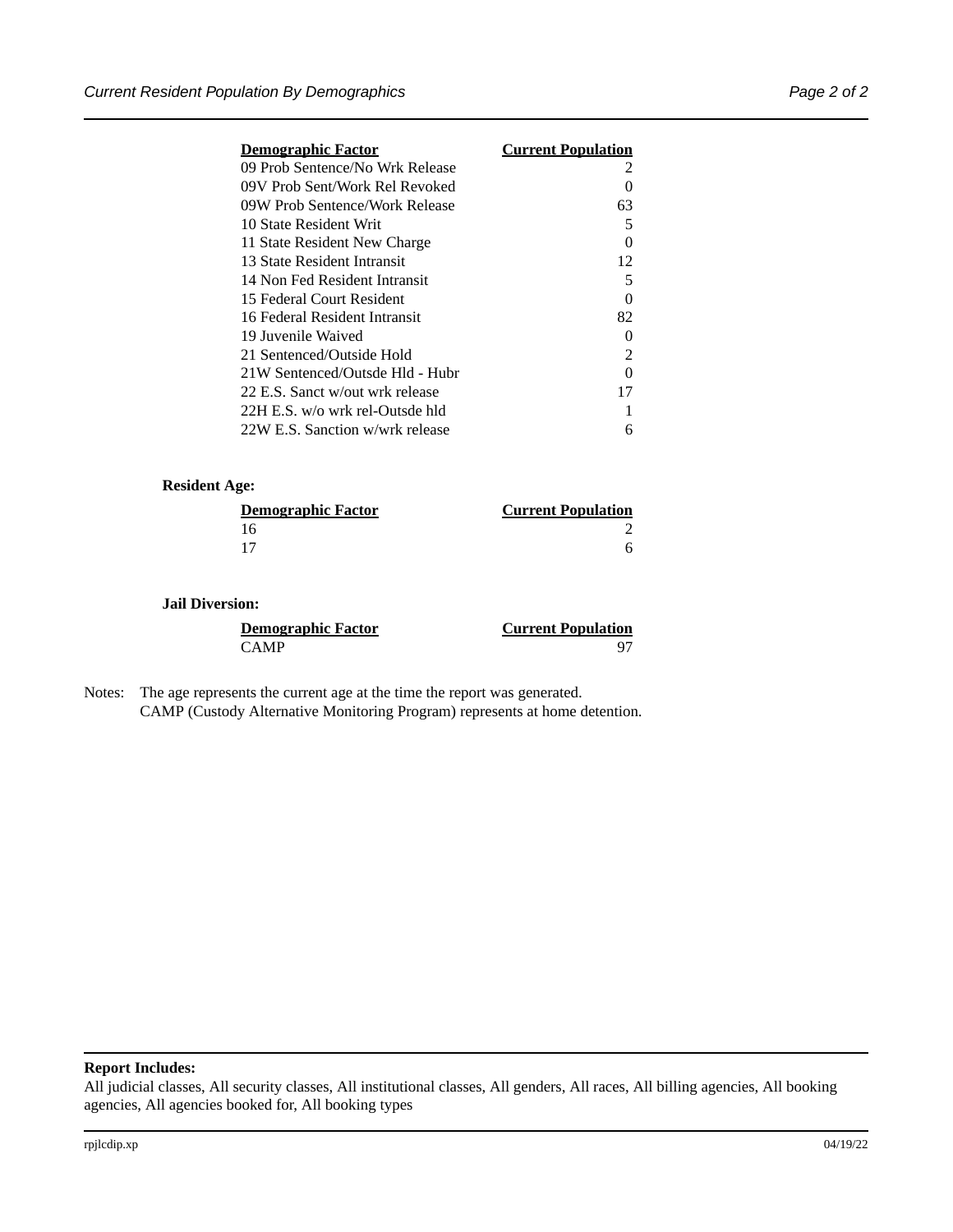| Demographic Factor | Current Population |
| --- | --- |
| 09 Prob Sentence/No Wrk Release | 2 |
| 09V Prob Sent/Work Rel Revoked | 0 |
| 09W Prob Sentence/Work Release | 63 |
| 10 State Resident Writ | 5 |
| 11 State Resident New Charge | 0 |
| 13 State Resident Intransit | 12 |
| 14 Non Fed Resident Intransit | 5 |
| 15 Federal Court Resident | 0 |
| 16 Federal Resident Intransit | 82 |
| 19 Juvenile Waived | 0 |
| 21 Sentenced/Outside Hold | 2 |
| 21W Sentenced/Outsde Hld - Hubr | 0 |
| 22 E.S. Sanct w/out wrk release | 17 |
| 22H E.S. w/o wrk rel-Outsde hld | 1 |
| 22W E.S. Sanction w/wrk release | 6 |

**Resident Age:**

| Demographic Factor | Current Population |
| --- | --- |
| 16 | 2 |
| 17 | 6 |

**Jail Diversion:**

| Demographic Factor | Current Population |
| --- | --- |
| CAMP | 97 |

Notes: The age represents the current age at the time the report was generated.
CAMP (Custody Alternative Monitoring Program) represents at home detention.

**Report Includes:**

All judicial classes, All security classes, All institutional classes, All genders, All races, All billing agencies, All booking agencies, All agencies booked for, All booking types

rpjlcdip.xp 04/19/22